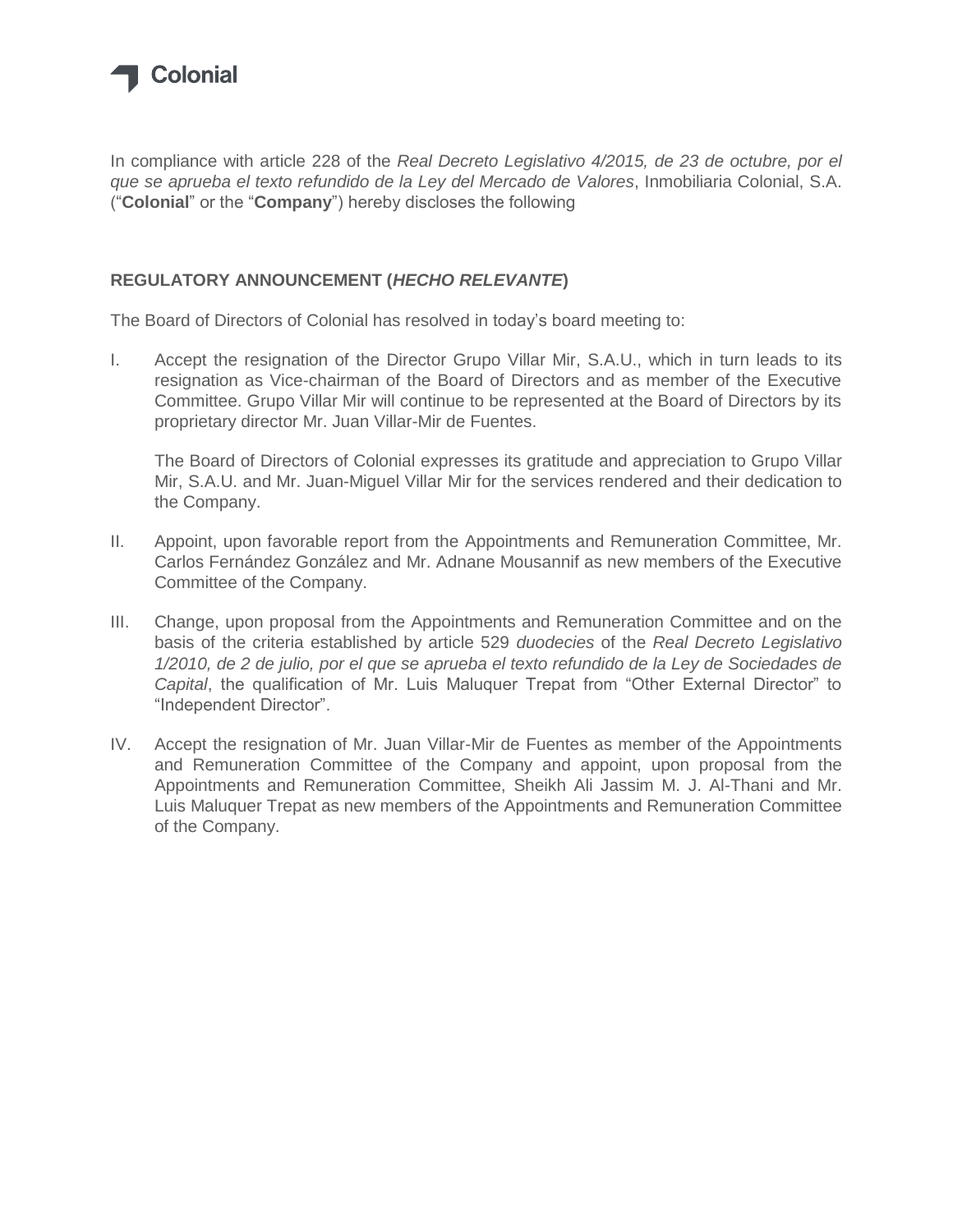Colonial

In compliance with article 228 of the *Real Decreto Legislativo 4/2015, de 23 de octubre, por el que se aprueba el texto refundido de la Ley del Mercado de Valores*, Inmobiliaria Colonial, S.A. ("**Colonial**" or the "**Company**") hereby discloses the following

**REGULATORY ANNOUNCEMENT (*HECHO RELEVANTE*)**

The Board of Directors of Colonial has resolved in today's board meeting to:

I. Accept the resignation of the Director Grupo Villar Mir, S.A.U., which in turn leads to its resignation as Vice-chairman of the Board of Directors and as member of the Executive Committee. Grupo Villar Mir will continue to be represented at the Board of Directors by its proprietary director Mr. Juan Villar-Mir de Fuentes.

   The Board of Directors of Colonial expresses its gratitude and appreciation to Grupo Villar Mir, S.A.U. and Mr. Juan-Miguel Villar Mir for the services rendered and their dedication to the Company.

II. Appoint, upon favorable report from the Appointments and Remuneration Committee, Mr. Carlos Fernández González and Mr. Adnane Mousannif as new members of the Executive Committee of the Company.

III. Change, upon proposal from the Appointments and Remuneration Committee and on the basis of the criteria established by article 529 *duodecies* of the *Real Decreto Legislativo 1/2010, de 2 de julio, por el que se aprueba el texto refundido de la Ley de Sociedades de Capital*, the qualification of Mr. Luis Maluquer Trepat from "Other External Director" to "Independent Director".

IV. Accept the resignation of Mr. Juan Villar-Mir de Fuentes as member of the Appointments and Remuneration Committee of the Company and appoint, upon proposal from the Appointments and Remuneration Committee, Sheikh Ali Jassim M. J. Al-Thani and Mr. Luis Maluquer Trepat as new members of the Appointments and Remuneration Committee of the Company.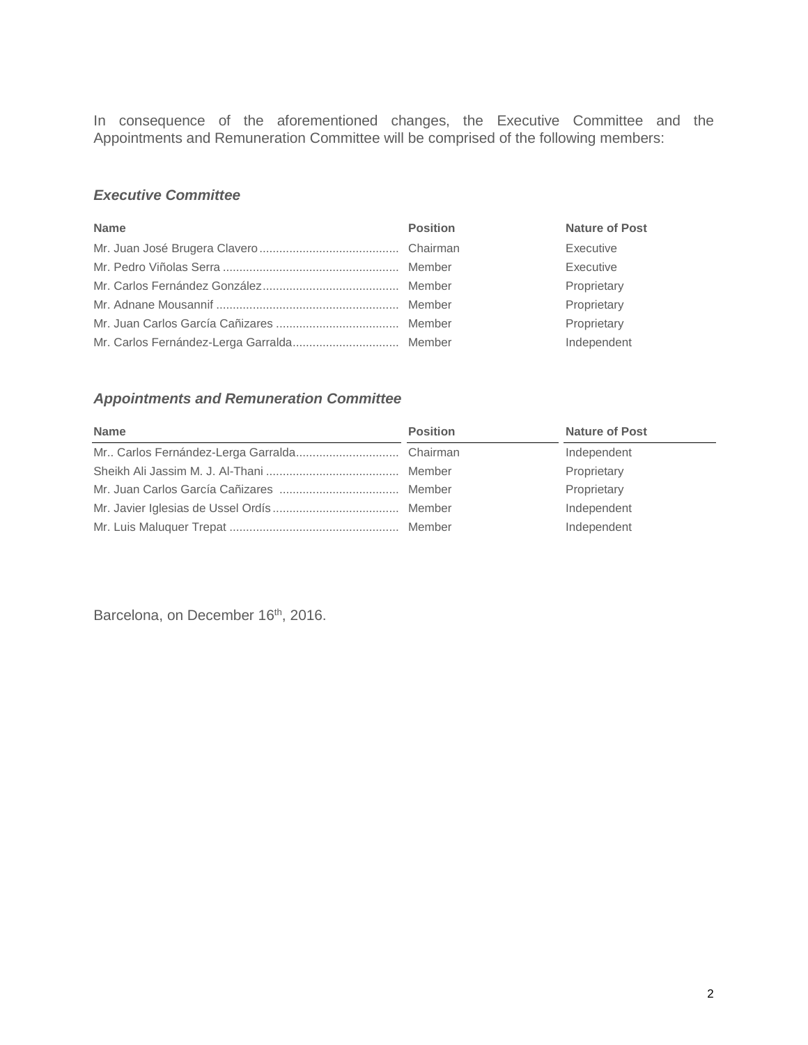In consequence of the aforementioned changes, the Executive Committee and the Appointments and Remuneration Committee will be comprised of the following members:

***Executive Committee***

| Name | Position | Nature of Post |
| --- | --- | --- |
| Mr. Juan José Brugera Clavero | Chairman | Executive |
| Mr. Pedro Viñolas Serra | Member | Executive |
| Mr. Carlos Fernández González | Member | Proprietary |
| Mr. Adnane Mousannif | Member | Proprietary |
| Mr. Juan Carlos García Cañizares | Member | Proprietary |
| Mr. Carlos Fernández-Lerga Garralda | Member | Independent |

***Appointments and Remuneration Committee***

| Name | Position | Nature of Post |
| --- | --- | --- |
| Mr.. Carlos Fernández-Lerga Garralda | Chairman | Independent |
| Sheikh Ali Jassim M. J. Al-Thani | Member | Proprietary |
| Mr. Juan Carlos García Cañizares | Member | Proprietary |
| Mr. Javier Iglesias de Ussel Ordís | Member | Independent |
| Mr. Luis Maluquer Trepat | Member | Independent |

Barcelona, on December 16th, 2016.